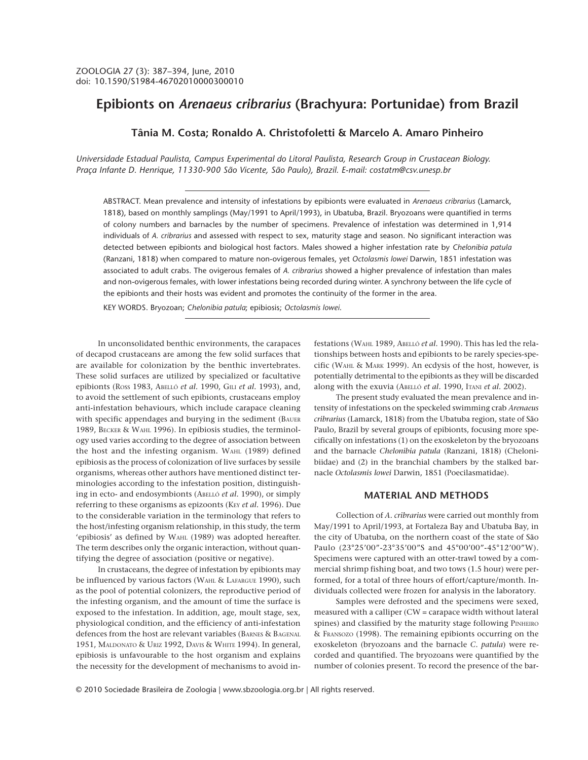# Epibionts on *Arenaeus cribrarius* (Brachyura: Portunidae) from Brazil

**Tânia M. Costa; Ronaldo A. Christofoletti & Marcelo A. Amaro Pinheiro**

*Universidade Estadual Paulista, Campus Experimental do Litoral Paulista, Research Group in Crustacean Biology. Praça Infante D. Henrique, 11330-900 São Vicente, São Paulo), Brazil. E-mail: costatm@csv.unesp.br*

ABSTRACT. Mean prevalence and intensity of infestations by epibionts were evaluated in *Arenaeus cribrarius* (Lamarck, 1818), based on monthly samplings (May/1991 to April/1993), in Ubatuba, Brazil. Bryozoans were quantified in terms of colony numbers and barnacles by the number of specimens. Prevalence of infestation was determined in 1,914 individuals of *A. cribrarius* and assessed with respect to sex, maturity stage and season. No significant interaction was detected between epibionts and biological host factors. Males showed a higher infestation rate by *Chelonibia patula* (Ranzani, 1818) when compared to mature non-ovigerous females, yet *Octolasmis lowei* Darwin, 1851 infestation was associated to adult crabs. The ovigerous females of *A. cribrarius* showed a higher prevalence of infestation than males and non-ovigerous females, with lower infestations being recorded during winter. A synchrony between the life cycle of the epibionts and their hosts was evident and promotes the continuity of the former in the area.

KEY WORDS. Bryozoan; *Chelonibia patula*; epibiosis; *Octolasmis lowei*.

In unconsolidated benthic environments, the carapaces of decapod crustaceans are among the few solid surfaces that are available for colonization by the benthic invertebrates. These solid surfaces are utilized by specialized or facultative epibionts (Ross 1983, Abelló *et al*. 1990, Gili *et al*. 1993), and, to avoid the settlement of such epibionts, crustaceans employ anti-infestation behaviours, which include carapace cleaning with specific appendages and burying in the sediment (Bauer 1989, Becker & Wahl 1996). In epibiosis studies, the terminology used varies according to the degree of association between the host and the infesting organism. Wahl (1989) defined epibiosis as the process of colonization of live surfaces by sessile organisms, whereas other authors have mentioned distinct terminologies according to the infestation position, distinguishing in ecto- and endosymbionts (Abelló *et al*. 1990), or simply referring to these organisms as epizoonts (Key *et al*. 1996). Due to the considerable variation in the terminology that refers to the host/infesting organism relationship, in this study, the term 'epibiosis' as defined by Wahl (1989) was adopted hereafter. The term describes only the organic interaction, without quantifying the degree of association (positive or negative).

In crustaceans, the degree of infestation by epibionts may be influenced by various factors (Wahl & Lafargue 1990), such as the pool of potential colonizers, the reproductive period of the infesting organism, and the amount of time the surface is exposed to the infestation. In addition, age, moult stage, sex, physiological condition, and the efficiency of anti-infestation defences from the host are relevant variables (Barnes & Bagenal 1951, Maldonato & Uriz 1992, Davis & White 1994). In general, epibiosis is unfavourable to the host organism and explains the necessity for the development of mechanisms to avoid infestations (Wahl 1989, Abelló *et al*. 1990). This has led the relationships between hosts and epibionts to be rarely species-specific (Wahl & Mark 1999). An ecdysis of the host, however, is potentially detrimental to the epibionts as they will be discarded along with the exuvia (Abelló *et al*. 1990, Itani *et al*. 2002).

The present study evaluated the mean prevalence and intensity of infestations on the speckeled swimming crab *Arenaeus cribrarius* (Lamarck, 1818) from the Ubatuba region, state of São Paulo, Brazil by several groups of epibionts, focusing more specifically on infestations (1) on the exoskeleton by the bryozoans and the barnacle *Chelonibia patula* (Ranzani, 1818) (Chelonibiidae) and (2) in the branchial chambers by the stalked barnacle *Octolasmis lowei* Darwin, 1851 (Poecilasmatidae).

## MATERIAL AND METHODS

Collection of *A. cribrarius* were carried out monthly from May/1991 to April/1993, at Fortaleza Bay and Ubatuba Bay, in the city of Ubatuba, on the northern coast of the state of São Paulo (23°25'00"-23°35'00"S and 45°00'00"-45°12'00"W). Specimens were captured with an otter-trawl towed by a commercial shrimp fishing boat, and two tows (1.5 hour) were performed, for a total of three hours of effort/capture/month. Individuals collected were frozen for analysis in the laboratory.

Samples were defrosted and the specimens were sexed, measured with a calliper (CW = carapace width without lateral spines) and classified by the maturity stage following Pinheiro & Fransozo (1998). The remaining epibionts occurring on the exoskeleton (bryozoans and the barnacle *C. patula*) were recorded and quantified. The bryozoans were quantified by the number of colonies present. To record the presence of the bar-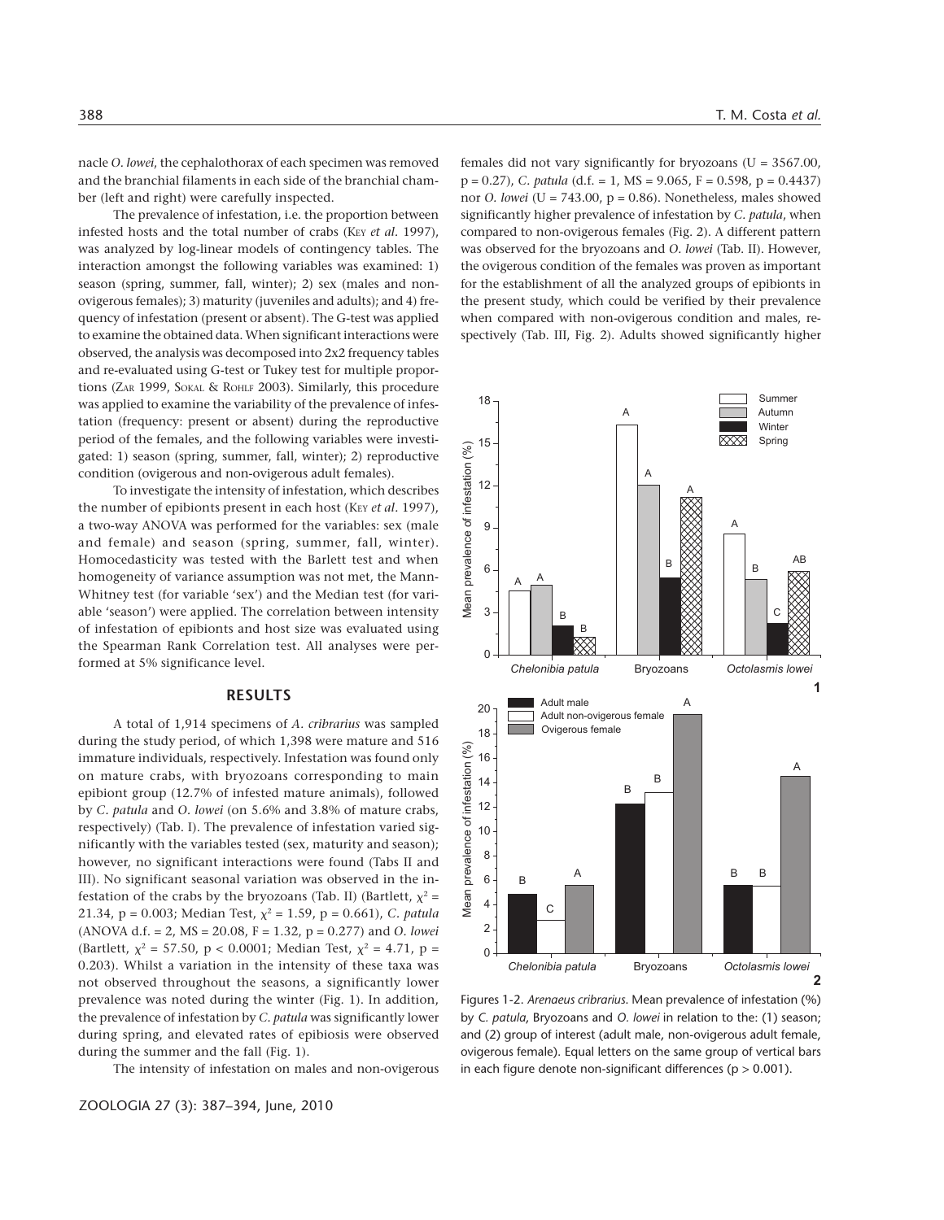nacle *O. lowei*, the cephalothorax of each specimen was removed and the branchial filaments in each side of the branchial chamber (left and right) were carefully inspected.

The prevalence of infestation, i.e. the proportion between infested hosts and the total number of crabs (KEY *et al*. 1997), was analyzed by log-linear models of contingency tables. The interaction amongst the following variables was examined: 1) season (spring, summer, fall, winter); 2) sex (males and non-ovigerous females); 3) maturity (juveniles and adults); and 4) frequency of infestation (present or absent). The G-test was applied to examine the obtained data. When significant interactions were observed, the analysis was decomposed into 2x2 frequency tables and re-evaluated using G-test or Tukey test for multiple proportions (ZAR 1999, SOKAL & ROHLF 2003). Similarly, this procedure was applied to examine the variability of the prevalence of infestation (frequency: present or absent) during the reproductive period of the females, and the following variables were investigated: 1) season (spring, summer, fall, winter); 2) reproductive condition (ovigerous and non-ovigerous adult females).

To investigate the intensity of infestation, which describes the number of epibionts present in each host (KEY *et al*. 1997), a two-way ANOVA was performed for the variables: sex (male and female) and season (spring, summer, fall, winter). Homocedasticity was tested with the Barlett test and when homogeneity of variance assumption was not met, the Mann-Whitney test (for variable 'sex') and the Median test (for variable 'season') were applied. The correlation between intensity of infestation of epibionts and host size was evaluated using the Spearman Rank Correlation test. All analyses were performed at 5% significance level.

## RESULTS

A total of 1,914 specimens of *A. cribrarius* was sampled during the study period, of which 1,398 were mature and 516 immature individuals, respectively. Infestation was found only on mature crabs, with bryozoans corresponding to main epibiont group (12.7% of infested mature animals), followed by *C. patula* and *O. lowei* (on 5.6% and 3.8% of mature crabs, respectively) (Tab. I). The prevalence of infestation varied significantly with the variables tested (sex, maturity and season); however, no significant interactions were found (Tabs II and III). No significant seasonal variation was observed in the infestation of the crabs by the bryozoans (Tab. II) (Bartlett, $\chi^2$ = 21.34, p = 0.003; Median Test, $\chi^2$ = 1.59, p = 0.661), *C. patula* (ANOVA d.f. = 2, MS = 20.08, F = 1.32, p = 0.277) and *O. lowei* (Bartlett, $\chi^2$ = 57.50, p < 0.0001; Median Test, $\chi^2$ = 4.71, p = 0.203). Whilst a variation in the intensity of these taxa was not observed throughout the seasons, a significantly lower prevalence was noted during the winter (Fig. 1). In addition, the prevalence of infestation by *C. patula* was significantly lower during spring, and elevated rates of epibiosis were observed during the summer and the fall (Fig. 1).

The intensity of infestation on males and non-ovigerous females did not vary significantly for bryozoans (U = 3567.00, p = 0.27), *C. patula* (d.f. = 1, MS = 9.065, F = 0.598, p = 0.4437) nor *O. lowei* (U = 743.00, p = 0.86). Nonetheless, males showed significantly higher prevalence of infestation by *C. patula*, when compared to non-ovigerous females (Fig. 2). A different pattern was observed for the bryozoans and *O. lowei* (Tab. II). However, the ovigerous condition of the females was proven as important for the establishment of all the analyzed groups of epibionts in the present study, which could be verified by their prevalence when compared with non-ovigerous condition and males, respectively (Tab. III, Fig. 2). Adults showed significantly higher

Figures 1-2. *Arenaeus cribrarius*. Mean prevalence of infestation (%) by *C. patula*, Bryozoans and *O. lowei* in relation to the: (1) season; and (2) group of interest (adult male, non-ovigerous adult female, ovigerous female). Equal letters on the same group of vertical bars in each figure denote non-significant differences (p > 0.001).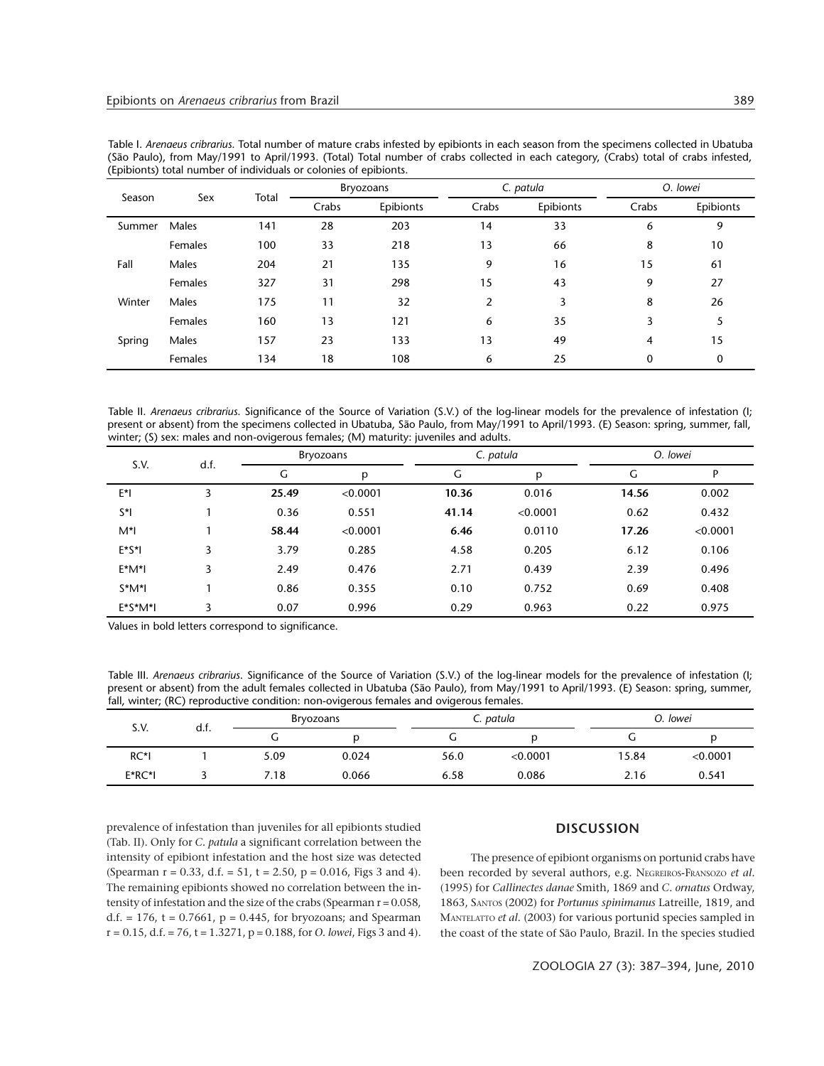Table I. *Arenaeus cribrarius*. Total number of mature crabs infested by epibionts in each season from the specimens collected in Ubatuba (São Paulo), from May/1991 to April/1993. (Total) Total number of crabs collected in each category, (Crabs) total of crabs infested, (Epibionts) total number of individuals or colonies of epibionts.

| Season | Sex | Total | Bryozoans | | *C. patula* | | *O. lowei* | |
|---|---|---|---|---|---|---|---|---|
| | | | Crabs | Epibionts | Crabs | Epibionts | Crabs | Epibionts |
| Summer | Males | 141 | 28 | 203 | 14 | 33 | 6 | 9 |
| | Females | 100 | 33 | 218 | 13 | 66 | 8 | 10 |
| Fall | Males | 204 | 21 | 135 | 9 | 16 | 15 | 61 |
| | Females | 327 | 31 | 298 | 15 | 43 | 9 | 27 |
| Winter | Males | 175 | 11 | 32 | 2 | 3 | 8 | 26 |
| | Females | 160 | 13 | 121 | 6 | 35 | 3 | 5 |
| Spring | Males | 157 | 23 | 133 | 13 | 49 | 4 | 15 |
| | Females | 134 | 18 | 108 | 6 | 25 | 0 | 0 |

Table II. *Arenaeus cribrarius*. Significance of the Source of Variation (S.V.) of the log-linear models for the prevalence of infestation (I; present or absent) from the specimens collected in Ubatuba, São Paulo, from May/1991 to April/1993. (E) Season: spring, summer, fall, winter; (S) sex: males and non-ovigerous females; (M) maturity: juveniles and adults.

| S.V. | d.f. | Bryozoans | | *C. patula* | | *O. lowei* | |
|---|---|---|---|---|---|---|---|
| | | G | p | G | p | G | P |
| E*I | 3 | **25.49** | <0.0001 | **10.36** | 0.016 | **14.56** | 0.002 |
| S*I | 1 | 0.36 | 0.551 | **41.14** | <0.0001 | 0.62 | 0.432 |
| M*I | 1 | **58.44** | <0.0001 | **6.46** | 0.0110 | **17.26** | <0.0001 |
| E*S*I | 3 | 3.79 | 0.285 | 4.58 | 0.205 | 6.12 | 0.106 |
| E*M*I | 3 | 2.49 | 0.476 | 2.71 | 0.439 | 2.39 | 0.496 |
| S*M*I | 1 | 0.86 | 0.355 | 0.10 | 0.752 | 0.69 | 0.408 |
| E*S*M*I | 3 | 0.07 | 0.996 | 0.29 | 0.963 | 0.22 | 0.975 |

Values in bold letters correspond to significance.

Table III. *Arenaeus cribrarius*. Significance of the Source of Variation (S.V.) of the log-linear models for the prevalence of infestation (I; present or absent) from the adult females collected in Ubatuba (São Paulo), from May/1991 to April/1993. (E) Season: spring, summer, fall, winter; (RC) reproductive condition: non-ovigerous females and ovigerous females.

| S.V. | d.f. | Bryozoans | | *C. patula* | | *O. lowei* | |
|---|---|---|---|---|---|---|---|
| | | G | p | G | p | G | p |
| RC*I | 1 | 5.09 | 0.024 | 56.0 | <0.0001 | 15.84 | <0.0001 |
| E*RC*I | 3 | 7.18 | 0.066 | 6.58 | 0.086 | 2.16 | 0.541 |

prevalence of infestation than juveniles for all epibionts studied (Tab. II). Only for *C. patula* a significant correlation between the intensity of epibiont infestation and the host size was detected (Spearman $r = 0.33$, d.f. = 51, $t = 2.50$, $p = 0.016$, Figs 3 and 4). The remaining epibionts showed no correlation between the intensity of infestation and the size of the crabs (Spearman $r = 0.058$, d.f. = 176, $t = 0.7661$, $p = 0.445$, for bryozoans; and Spearman $r = 0.15$, d.f. = 76, $t = 1.3271$, $p = 0.188$, for *O. lowei*, Figs 3 and 4).

## DISCUSSION

The presence of epibiont organisms on portunid crabs have been recorded by several authors, e.g. Negreiros-Fransozo *et al.* (1995) for *Callinectes danae* Smith, 1869 and *C. ornatus* Ordway, 1863, Santos (2002) for *Portunus spinimanus* Latreille, 1819, and Mantelatto *et al.* (2003) for various portunid species sampled in the coast of the state of São Paulo, Brazil. In the species studied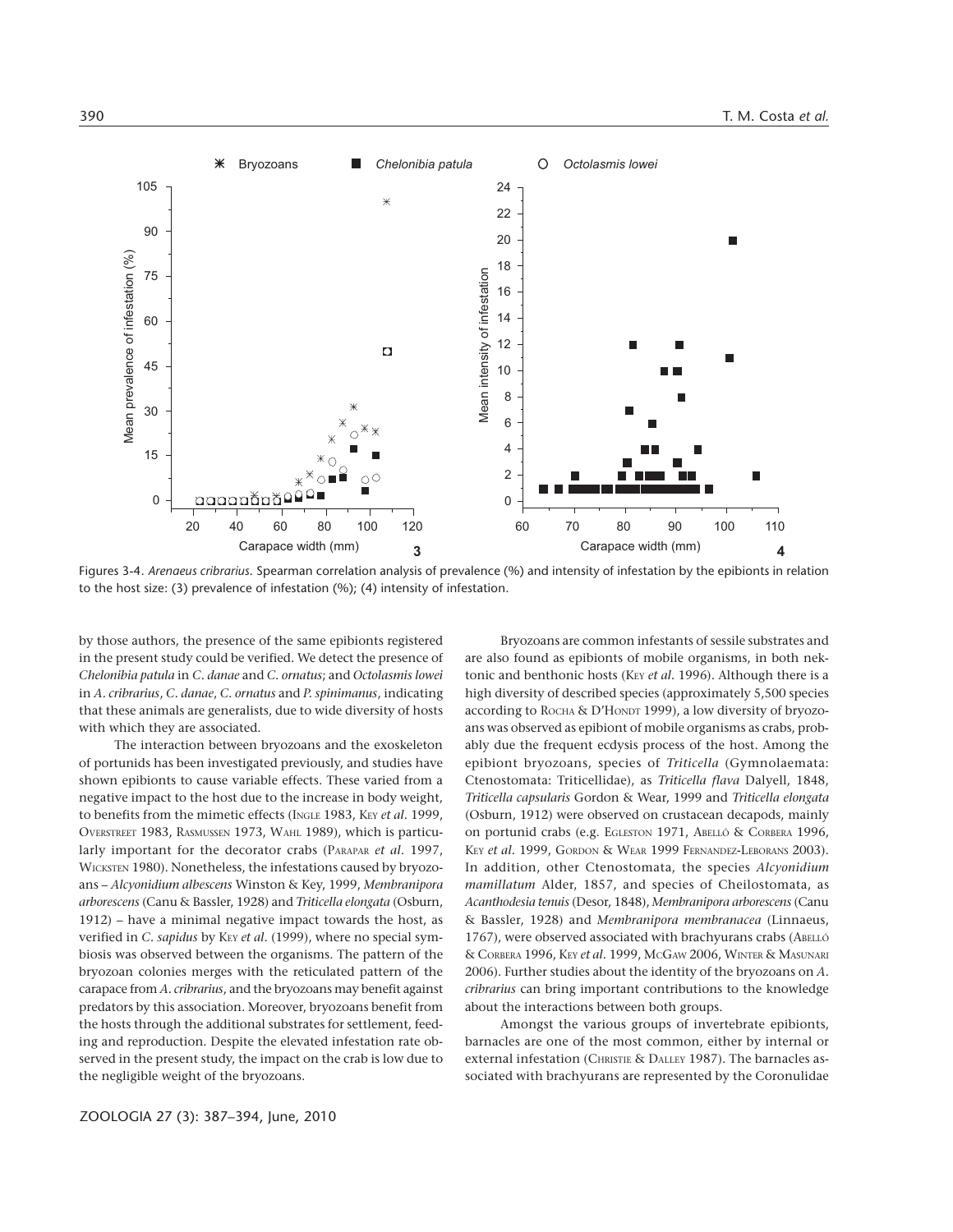Figures 3-4. *Arenaeus cribrarius*. Spearman correlation analysis of prevalence (%) and intensity of infestation by the epibionts in relation to the host size: (3) prevalence of infestation (%); (4) intensity of infestation.

by those authors, the presence of the same epibionts registered in the present study could be verified. We detect the presence of *Chelonibia patula* in *C. danae* and *C. ornatus*; and *Octolasmis lowei* in *A. cribrarius*, *C. danae*, *C. ornatus* and *P. spinimanus*, indicating that these animals are generalists, due to wide diversity of hosts with which they are associated.

The interaction between bryozoans and the exoskeleton of portunids has been investigated previously, and studies have shown epibionts to cause variable effects. These varied from a negative impact to the host due to the increase in body weight, to benefits from the mimetic effects (INGLE 1983, KEY *et al.* 1999, OVERSTREET 1983, RASMUSSEN 1973, WAHL 1989), which is particularly important for the decorator crabs (PARAPAR *et al.* 1997, WICKSTEN 1980). Nonetheless, the infestations caused by bryozoans – *Alcyonidium albescens* Winston & Key, 1999, *Membranipora arborescens* (Canu & Bassler, 1928) and *Triticella elongata* (Osburn, 1912) – have a minimal negative impact towards the host, as verified in *C. sapidus* by KEY *et al.* (1999), where no special symbiosis was observed between the organisms. The pattern of the bryozoan colonies merges with the reticulated pattern of the carapace from *A. cribrarius*, and the bryozoans may benefit against predators by this association. Moreover, bryozoans benefit from the hosts through the additional substrates for settlement, feeding and reproduction. Despite the elevated infestation rate observed in the present study, the impact on the crab is low due to the negligible weight of the bryozoans.

Bryozoans are common infestants of sessile substrates and are also found as epibionts of mobile organisms, in both nektonic and benthonic hosts (KEY *et al.* 1996). Although there is a high diversity of described species (approximately 5,500 species according to ROCHA & D'HONDT 1999), a low diversity of bryozoans was observed as epibiont of mobile organisms as crabs, probably due the frequent ecdysis process of the host. Among the epibiont bryozoans, species of *Triticella* (Gymnolaemata: Ctenostomata: Triticellidae), as *Triticella flava* Dalyell, 1848, *Triticella capsularis* Gordon & Wear, 1999 and *Triticella elongata* (Osburn, 1912) were observed on crustacean decapods, mainly on portunid crabs (e.g. EGLESTON 1971, ABELLÓ & CORBERA 1996, KEY *et al.* 1999, GORDON & WEAR 1999 FERNANDEZ-LEBORANS 2003). In addition, other Ctenostomata, the species *Alcyonidium mamillatum* Alder, 1857, and species of Cheilostomata, as *Acanthodesia tenuis* (Desor, 1848), *Membranipora arborescens* (Canu & Bassler, 1928) and *Membranipora membranacea* (Linnaeus, 1767), were observed associated with brachyurans crabs (ABELLÓ & CORBERA 1996, KEY *et al.* 1999, MCGAW 2006, WINTER & MASUNARI 2006). Further studies about the identity of the bryozoans on *A. cribrarius* can bring important contributions to the knowledge about the interactions between both groups.

Amongst the various groups of invertebrate epibionts, barnacles are one of the most common, either by internal or external infestation (CHRISTIE & DALLEY 1987). The barnacles associated with brachyurans are represented by the Coronulidae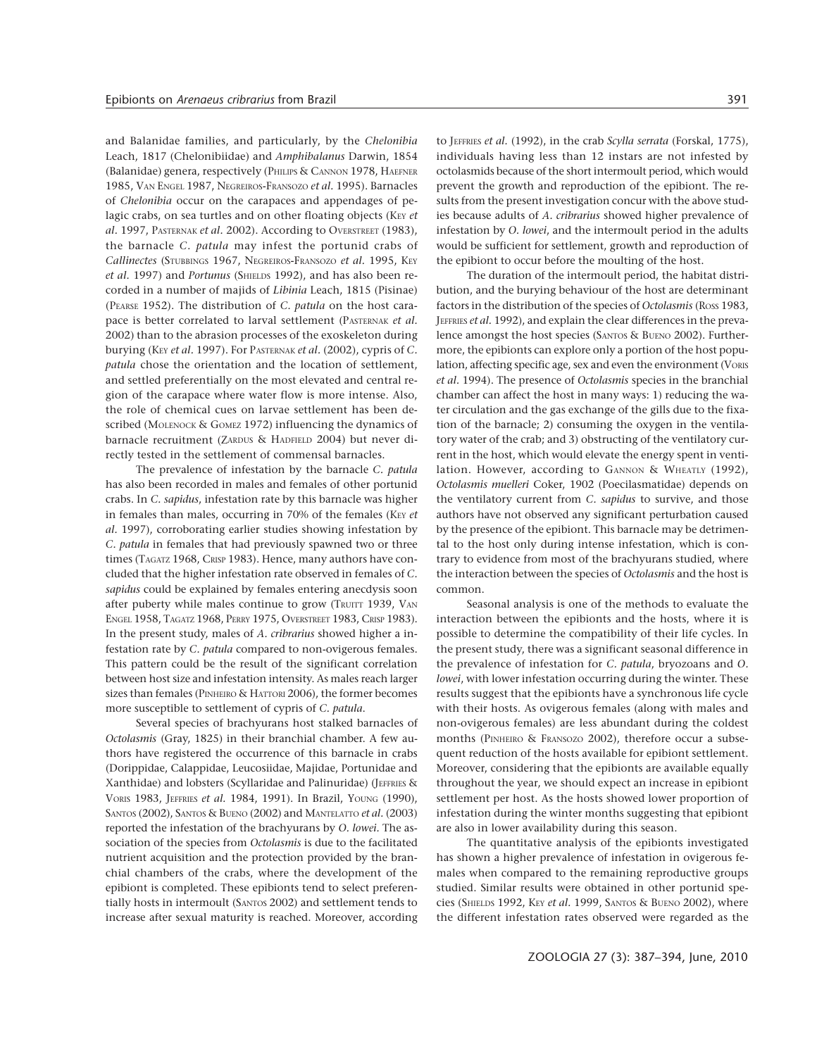and Balanidae families, and particularly, by the *Chelonibia* Leach, 1817 (Chelonibiidae) and *Amphibalanus* Darwin, 1854 (Balanidae) genera, respectively (PHILIPS & CANNON 1978, HAEFNER 1985, VAN ENGEL 1987, NEGREIROS-FRANSOZO *et al.* 1995). Barnacles of *Chelonibia* occur on the carapaces and appendages of pelagic crabs, on sea turtles and on other floating objects (KEY *et al.* 1997, PASTERNAK *et al.* 2002). According to OVERSTREET (1983), the barnacle *C. patula* may infest the portunid crabs of *Callinectes* (STUBBINGS 1967, NEGREIROS-FRANSOZO *et al.* 1995, KEY *et al.* 1997) and *Portunus* (SHIELDS 1992), and has also been recorded in a number of majids of *Libinia* Leach, 1815 (Pisinae) (PEARSE 1952). The distribution of *C. patula* on the host carapace is better correlated to larval settlement (PASTERNAK *et al.* 2002) than to the abrasion processes of the exoskeleton during burying (KEY *et al.* 1997). For PASTERNAK *et al.* (2002), cypris of *C. patula* chose the orientation and the location of settlement, and settled preferentially on the most elevated and central region of the carapace where water flow is more intense. Also, the role of chemical cues on larvae settlement has been described (MOLENOCK & GOMEZ 1972) influencing the dynamics of barnacle recruitment (ZARDUS & HADFIELD 2004) but never directly tested in the settlement of commensal barnacles.

The prevalence of infestation by the barnacle *C. patula* has also been recorded in males and females of other portunid crabs. In *C. sapidus*, infestation rate by this barnacle was higher in females than males, occurring in 70% of the females (KEY *et al.* 1997), corroborating earlier studies showing infestation by *C. patula* in females that had previously spawned two or three times (TAGATZ 1968, CRISP 1983). Hence, many authors have concluded that the higher infestation rate observed in females of *C. sapidus* could be explained by females entering anecdysis soon after puberty while males continue to grow (TRUITT 1939, VAN ENGEL 1958, TAGATZ 1968, PERRY 1975, OVERSTREET 1983, CRISP 1983). In the present study, males of *A. cribrarius* showed higher a infestation rate by *C. patula* compared to non-ovigerous females. This pattern could be the result of the significant correlation between host size and infestation intensity. As males reach larger sizes than females (PINHEIRO & HATTORI 2006), the former becomes more susceptible to settlement of cypris of *C. patula*.

Several species of brachyurans host stalked barnacles of *Octolasmis* (Gray, 1825) in their branchial chamber. A few authors have registered the occurrence of this barnacle in crabs (Dorippidae, Calappidae, Leucosiidae, Majidae, Portunidae and Xanthidae) and lobsters (Scyllaridae and Palinuridae) (JEFFRIES & VORIS 1983, JEFFRIES *et al.* 1984, 1991). In Brazil, YOUNG (1990), SANTOS (2002), SANTOS & BUENO (2002) and MANTELATTO *et al.* (2003) reported the infestation of the brachyurans by *O. lowei*. The association of the species from *Octolasmis* is due to the facilitated nutrient acquisition and the protection provided by the branchial chambers of the crabs, where the development of the epibiont is completed. These epibionts tend to select preferentially hosts in intermoult (SANTOS 2002) and settlement tends to increase after sexual maturity is reached. Moreover, according to JEFFRIES *et al.* (1992), in the crab *Scylla serrata* (Forskal, 1775), individuals having less than 12 instars are not infested by octolasmids because of the short intermoult period, which would prevent the growth and reproduction of the epibiont. The results from the present investigation concur with the above studies because adults of *A. cribrarius* showed higher prevalence of infestation by *O. lowei*, and the intermoult period in the adults would be sufficient for settlement, growth and reproduction of the epibiont to occur before the moulting of the host.

The duration of the intermoult period, the habitat distribution, and the burying behaviour of the host are determinant factors in the distribution of the species of *Octolasmis* (ROSS 1983, JEFFRIES *et al.* 1992), and explain the clear differences in the prevalence amongst the host species (SANTOS & BUENO 2002). Furthermore, the epibionts can explore only a portion of the host population, affecting specific age, sex and even the environment (VORIS *et al.* 1994). The presence of *Octolasmis* species in the branchial chamber can affect the host in many ways: 1) reducing the water circulation and the gas exchange of the gills due to the fixation of the barnacle; 2) consuming the oxygen in the ventilatory water of the crab; and 3) obstructing of the ventilatory current in the host, which would elevate the energy spent in ventilation. However, according to GANNON & WHEATLY (1992), *Octolasmis muelleri* Coker, 1902 (Poecilasmatidae) depends on the ventilatory current from *C. sapidus* to survive, and those authors have not observed any significant perturbation caused by the presence of the epibiont. This barnacle may be detrimental to the host only during intense infestation, which is contrary to evidence from most of the brachyurans studied, where the interaction between the species of *Octolasmis* and the host is common.

Seasonal analysis is one of the methods to evaluate the interaction between the epibionts and the hosts, where it is possible to determine the compatibility of their life cycles. In the present study, there was a significant seasonal difference in the prevalence of infestation for *C. patula*, bryozoans and *O. lowei*, with lower infestation occurring during the winter. These results suggest that the epibionts have a synchronous life cycle with their hosts. As ovigerous females (along with males and non-ovigerous females) are less abundant during the coldest months (PINHEIRO & FRANSOZO 2002), therefore occur a subsequent reduction of the hosts available for epibiont settlement. Moreover, considering that the epibionts are available equally throughout the year, we should expect an increase in epibiont settlement per host. As the hosts showed lower proportion of infestation during the winter months suggesting that epibiont are also in lower availability during this season.

The quantitative analysis of the epibionts investigated has shown a higher prevalence of infestation in ovigerous females when compared to the remaining reproductive groups studied. Similar results were obtained in other portunid species (SHIELDS 1992, KEY *et al.* 1999, SANTOS & BUENO 2002), where the different infestation rates observed were regarded as the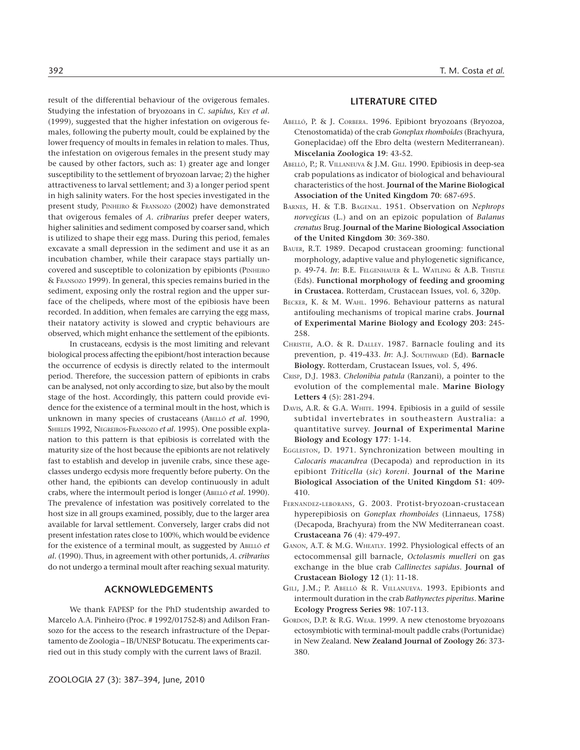result of the differential behaviour of the ovigerous females. Studying the infestation of bryozoans in *C. sapidus*, KEY *et al.* (1999), suggested that the higher infestation on ovigerous females, following the puberty moult, could be explained by the lower frequency of moults in females in relation to males. Thus, the infestation on ovigerous females in the present study may be caused by other factors, such as: 1) greater age and longer susceptibility to the settlement of bryozoan larvae; 2) the higher attractiveness to larval settlement; and 3) a longer period spent in high salinity waters. For the host species investigated in the present study, PINHEIRO & FRANSOZO (2002) have demonstrated that ovigerous females of *A. cribrarius* prefer deeper waters, higher salinities and sediment composed by coarser sand, which is utilized to shape their egg mass. During this period, females excavate a small depression in the sediment and use it as an incubation chamber, while their carapace stays partially uncovered and susceptible to colonization by epibionts (PINHEIRO & FRANSOZO 1999). In general, this species remains buried in the sediment, exposing only the rostral region and the upper surface of the chelipeds, where most of the epibiosis have been recorded. In addition, when females are carrying the egg mass, their natatory activity is slowed and cryptic behaviours are observed, which might enhance the settlement of the epibionts.

In crustaceans, ecdysis is the most limiting and relevant biological process affecting the epibiont/host interaction because the occurrence of ecdysis is directly related to the intermoult period. Therefore, the succession pattern of epibionts in crabs can be analysed, not only according to size, but also by the moult stage of the host. Accordingly, this pattern could provide evidence for the existence of a terminal moult in the host, which is unknown in many species of crustaceans (ABELLÓ *et al.* 1990, SHIELDS 1992, NEGREIROS-FRANSOZO *et al.* 1995). One possible explanation to this pattern is that epibiosis is correlated with the maturity size of the host because the epibionts are not relatively fast to establish and develop in juvenile crabs, since these age-classes undergo ecdysis more frequently before puberty. On the other hand, the epibionts can develop continuously in adult crabs, where the intermoult period is longer (ABELLÓ *et al.* 1990). The prevalence of infestation was positively correlated to the host size in all groups examined, possibly, due to the larger area available for larval settlement. Conversely, larger crabs did not present infestation rates close to 100%, which would be evidence for the existence of a terminal moult, as suggested by ABELLÓ *et al.* (1990). Thus, in agreement with other portunids, *A. cribrarius* do not undergo a terminal moult after reaching sexual maturity.

## ACKNOWLEDGEMENTS

We thank FAPESP for the PhD studentship awarded to Marcelo A.A. Pinheiro (Proc. # 1992/01752-8) and Adilson Fransozo for the access to the research infrastructure of the Departamento de Zoologia – IB/UNESP Botucatu. The experiments carried out in this study comply with the current laws of Brazil.

## LITERATURE CITED

ABELLÓ, P. & J. CORBERA. 1996. Epibiont bryozoans (Bryozoa, Ctenostomatida) of the crab *Goneplax rhomboides* (Brachyura, Goneplacidae) off the Ebro delta (western Mediterranean). **Miscelania Zoologica 19**: 43-52.

ABELLÓ, P.; R. VILLANEUVA & J.M. GILI. 1990. Epibiosis in deep-sea crab populations as indicator of biological and behavioural characteristics of the host. **Journal of the Marine Biological Association of the United Kingdom 70**: 687-695.

BARNES, H. & T.B. BAGENAL. 1951. Observation on *Nephrops norvegicus* (L.) and on an epizoic population of *Balanus crenatus* Brug. **Journal of the Marine Biological Association of the United Kingdom 30**: 369-380.

BAUER, R.T. 1989. Decapod crustacean grooming: functional morphology, adaptive value and phylogenetic significance, p. 49-74. *In*: B.E. FELGENHAUER & L. WATLING & A.B. THISTLE (Eds). **Functional morphology of feeding and grooming in Crustacea.** Rotterdam, Crustacean Issues, vol. 6, 320p.

BECKER, K. & M. WAHL. 1996. Behaviour patterns as natural antifouling mechanisms of tropical marine crabs. **Journal of Experimental Marine Biology and Ecology 203**: 245-258.

CHRISTIE, A.O. & R. DALLEY. 1987. Barnacle fouling and its prevention, p. 419-433. *In*: A.J. SOUTHWARD (Ed). **Barnacle Biology.** Rotterdam, Crustacean Issues, vol. 5, 496.

CRISP, D.J. 1983. *Chelonibia patula* (Ranzani), a pointer to the evolution of the complemental male. **Marine Biology Letters 4** (5): 281-294.

DAVIS, A.R. & G.A. WHITE. 1994. Epibiosis in a guild of sessile subtidal invertebrates in southeastern Australia: a quantitative survey. **Journal of Experimental Marine Biology and Ecology 177**: 1-14.

EGGLESTON, D. 1971. Synchronization between moulting in *Calocaris macandrea* (Decapoda) and reproduction in its epibiont *Triticella* (*sic*) *koreni*. **Journal of the Marine Biological Association of the United Kingdom 51**: 409-410.

FERNANDEZ-LEBORANS, G. 2003. Protist-bryozoan-crustacean hyperepibiosis on *Goneplax rhomboides* (Linnaeus, 1758) (Decapoda, Brachyura) from the NW Mediterranean coast. **Crustaceana 76** (4): 479-497.

GANON, A.T. & M.G. WHEATLY. 1992. Physiological effects of an ectocommensal gill barnacle, *Octolasmis muelleri* on gas exchange in the blue crab *Callinectes sapidus*. **Journal of Crustacean Biology 12** (1): 11-18.

GILI, J.M.; P. ABELLÓ & R. VILLANUEVA. 1993. Epibionts and intermoult duration in the crab *Bathynectes piperitus*. **Marine Ecology Progress Series 98**: 107-113.

GORDON, D.P. & R.G. WEAR. 1999. A new ctenostome bryozoans ectosymbiotic with terminal-moult paddle crabs (Portunidae) in New Zealand. **New Zealand Journal of Zoology 26**: 373-380.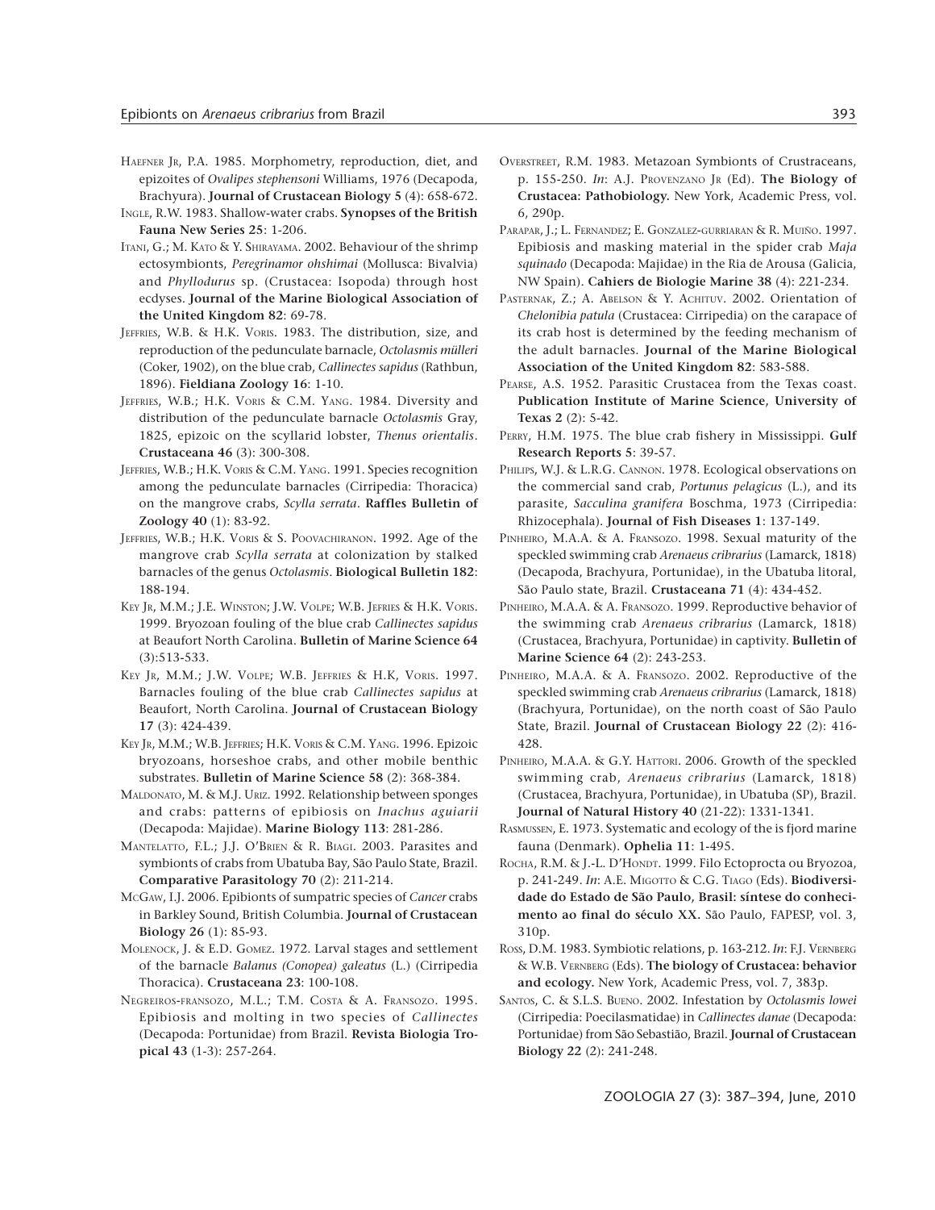HAEFNER JR, P.A. 1985. Morphometry, reproduction, diet, and epizoites of *Ovalipes stephensoni* Williams, 1976 (Decapoda, Brachyura). **Journal of Crustacean Biology 5** (4): 658-672.

INGLE, R.W. 1983. Shallow-water crabs. **Synopses of the British Fauna New Series 25**: 1-206.

ITANI, G.; M. KATO & Y. SHIRAYAMA. 2002. Behaviour of the shrimp ectosymbionts, *Peregrinamor ohshimai* (Mollusca: Bivalvia) and *Phyllodurus* sp. (Crustacea: Isopoda) through host ecdyses. **Journal of the Marine Biological Association of the United Kingdom 82**: 69-78.

JEFFRIES, W.B. & H.K. VORIS. 1983. The distribution, size, and reproduction of the pedunculate barnacle, *Octolasmis mülleri* (Coker, 1902), on the blue crab, *Callinectes sapidus* (Rathbun, 1896). **Fieldiana Zoology 16**: 1-10.

JEFFRIES, W.B.; H.K. VORIS & C.M. YANG. 1984. Diversity and distribution of the pedunculate barnacle *Octolasmis* Gray, 1825, epizoic on the scyllarid lobster, *Thenus orientalis*. **Crustaceana 46** (3): 300-308.

JEFFRIES, W.B.; H.K. VORIS & C.M. YANG. 1991. Species recognition among the pedunculate barnacles (Cirripedia: Thoracica) on the mangrove crabs, *Scylla serrata*. **Raffles Bulletin of Zoology 40** (1): 83-92.

JEFFRIES, W.B.; H.K. VORIS & S. POOVACHIRANON. 1992. Age of the mangrove crab *Scylla serrata* at colonization by stalked barnacles of the genus *Octolasmis*. **Biological Bulletin 182**: 188-194.

KEY JR, M.M.; J.E. WINSTON; J.W. VOLPE; W.B. JEFRIES & H.K. VORIS. 1999. Bryozoan fouling of the blue crab *Callinectes sapidus* at Beaufort North Carolina. **Bulletin of Marine Science 64** (3):513-533.

KEY JR, M.M.; J.W. VOLPE; W.B. JEFFRIES & H.K, VORIS. 1997. Barnacles fouling of the blue crab *Callinectes sapidus* at Beaufort, North Carolina. **Journal of Crustacean Biology 17** (3): 424-439.

KEY JR, M.M.; W.B. JEFFRIES; H.K. VORIS & C.M. YANG. 1996. Epizoic bryozoans, horseshoe crabs, and other mobile benthic substrates. **Bulletin of Marine Science 58** (2): 368-384.

MALDONATO, M. & M.J. URIZ. 1992. Relationship between sponges and crabs: patterns of epibiosis on *Inachus aguiarii* (Decapoda: Majidae). **Marine Biology 113**: 281-286.

MANTELATTO, F.L.; J.J. O'BRIEN & R. BIAGI. 2003. Parasites and symbionts of crabs from Ubatuba Bay, São Paulo State, Brazil. **Comparative Parasitology 70** (2): 211-214.

MCGAW, I.J. 2006. Epibionts of sumpatric species of *Cancer* crabs in Barkley Sound, British Columbia. **Journal of Crustacean Biology 26** (1): 85-93.

MOLENOCK, J. & E.D. GOMEZ. 1972. Larval stages and settlement of the barnacle *Balanus (Conopea) galeatus* (L.) (Cirripedia Thoracica). **Crustaceana 23**: 100-108.

NEGREIROS-FRANSOZO, M.L.; T.M. COSTA & A. FRANSOZO. 1995. Epibiosis and molting in two species of *Callinectes* (Decapoda: Portunidae) from Brazil. **Revista Biologia Tropical 43** (1-3): 257-264.

OVERSTREET, R.M. 1983. Metazoan Symbionts of Crustraceans, p. 155-250. *In*: A.J. PROVENZANO JR (Ed). **The Biology of Crustacea: Pathobiology.** New York, Academic Press, vol. 6, 290p.

PARAPAR, J.; L. FERNANDEZ; E. GONZALEZ-GURRIARAN & R. MUIÑO. 1997. Epibiosis and masking material in the spider crab *Maja squinado* (Decapoda: Majidae) in the Ria de Arousa (Galicia, NW Spain). **Cahiers de Biologie Marine 38** (4): 221-234.

PASTERNAK, Z.; A. ABELSON & Y. ACHITUV. 2002. Orientation of *Chelonibia patula* (Crustacea: Cirripedia) on the carapace of its crab host is determined by the feeding mechanism of the adult barnacles. **Journal of the Marine Biological Association of the United Kingdom 82**: 583-588.

PEARSE, A.S. 1952. Parasitic Crustacea from the Texas coast. **Publication Institute of Marine Science, University of Texas 2** (2): 5-42.

PERRY, H.M. 1975. The blue crab fishery in Mississippi. **Gulf Research Reports 5**: 39-57.

PHILIPS, W.J. & L.R.G. CANNON. 1978. Ecological observations on the commercial sand crab, *Portunus pelagicus* (L.), and its parasite, *Sacculina granifera* Boschma, 1973 (Cirripedia: Rhizocephala). **Journal of Fish Diseases 1**: 137-149.

PINHEIRO, M.A.A. & A. FRANSOZO. 1998. Sexual maturity of the speckled swimming crab *Arenaeus cribrarius* (Lamarck, 1818) (Decapoda, Brachyura, Portunidae), in the Ubatuba litoral, São Paulo state, Brazil. **Crustaceana 71** (4): 434-452.

PINHEIRO, M.A.A. & A. FRANSOZO. 1999. Reproductive behavior of the swimming crab *Arenaeus cribrarius* (Lamarck, 1818) (Crustacea, Brachyura, Portunidae) in captivity. **Bulletin of Marine Science 64** (2): 243-253.

PINHEIRO, M.A.A. & A. FRANSOZO. 2002. Reproductive of the speckled swimming crab *Arenaeus cribrarius* (Lamarck, 1818) (Brachyura, Portunidae), on the north coast of São Paulo State, Brazil. **Journal of Crustacean Biology 22** (2): 416-428.

PINHEIRO, M.A.A. & G.Y. HATTORI. 2006. Growth of the speckled swimming crab, *Arenaeus cribrarius* (Lamarck, 1818) (Crustacea, Brachyura, Portunidae), in Ubatuba (SP), Brazil. **Journal of Natural History 40** (21-22): 1331-1341.

RASMUSSEN, E. 1973. Systematic and ecology of the is fjord marine fauna (Denmark). **Ophelia 11**: 1-495.

ROCHA, R.M. & J.-L. D'HONDT. 1999. Filo Ectoprocta ou Bryozoa, p. 241-249. *In*: A.E. MIGOTTO & C.G. TIAGO (Eds). **Biodiversidade do Estado de São Paulo, Brasil: síntese do conhecimento ao final do século XX.** São Paulo, FAPESP, vol. 3, 310p.

ROSS, D.M. 1983. Symbiotic relations, p. 163-212. *In*: F.J. VERNBERG & W.B. VERNBERG (Eds). **The biology of Crustacea: behavior and ecology.** New York, Academic Press, vol. 7, 383p.

SANTOS, C. & S.L.S. BUENO. 2002. Infestation by *Octolasmis lowei* (Cirripedia: Poecilasmatidae) in *Callinectes danae* (Decapoda: Portunidae) from São Sebastião, Brazil. **Journal of Crustacean Biology 22** (2): 241-248.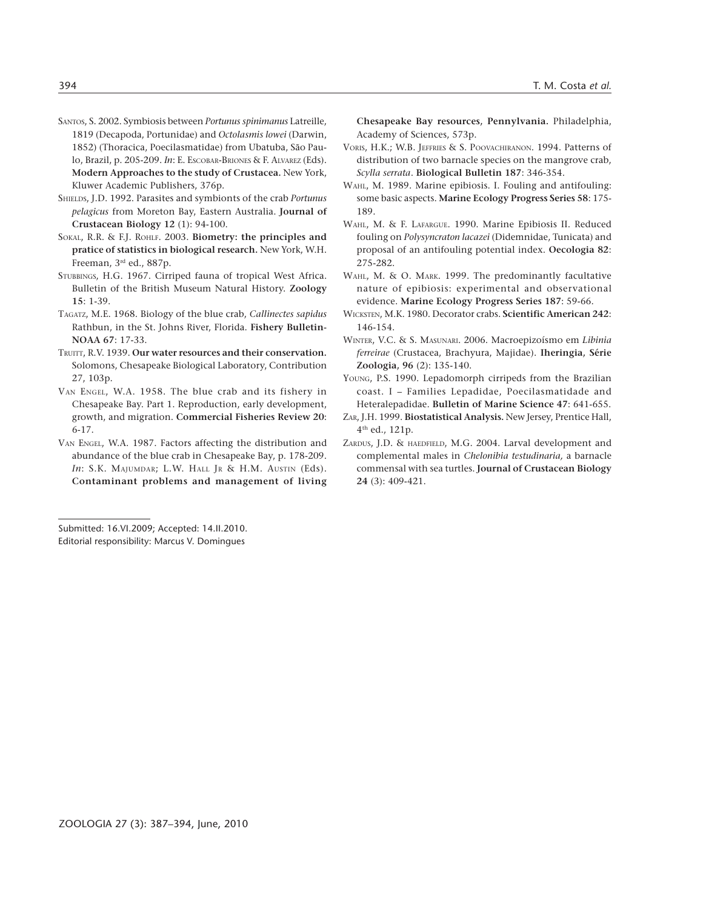SANTOS, S. 2002. Symbiosis between *Portunus spinimanus* Latreille, 1819 (Decapoda, Portunidae) and *Octolasmis lowei* (Darwin, 1852) (Thoracica, Poecilasmatidae) from Ubatuba, São Paulo, Brazil, p. 205-209. *In*: E. ESCOBAR-BRIONES & F. ALVAREZ (Eds). **Modern Approaches to the study of Crustacea.** New York, Kluwer Academic Publishers, 376p.

SHIELDS, J.D. 1992. Parasites and symbionts of the crab *Portunus pelagicus* from Moreton Bay, Eastern Australia. **Journal of Crustacean Biology 12** (1): 94-100.

SOKAL, R.R. & F.J. ROHLF. 2003. **Biometry: the principles and pratice of statistics in biological research.** New York, W.H. Freeman, 3rd ed., 887p.

STUBBINGS, H.G. 1967. Cirriped fauna of tropical West Africa. Bulletin of the British Museum Natural History. **Zoology 15**: 1-39.

TAGATZ, M.E. 1968. Biology of the blue crab, *Callinectes sapidus* Rathbun, in the St. Johns River, Florida. **Fishery Bulletin-NOAA 67**: 17-33.

TRUITT, R.V. 1939. **Our water resources and their conservation.** Solomons, Chesapeake Biological Laboratory, Contribution 27, 103p.

VAN ENGEL, W.A. 1958. The blue crab and its fishery in Chesapeake Bay. Part 1. Reproduction, early development, growth, and migration. **Commercial Fisheries Review 20**: 6-17.

VAN ENGEL, W.A. 1987. Factors affecting the distribution and abundance of the blue crab in Chesapeake Bay, p. 178-209. *In*: S.K. MAJUMDAR; L.W. HALL JR & H.M. AUSTIN (Eds). **Contaminant problems and management of living Chesapeake Bay resources, Pennylvania.** Philadelphia, Academy of Sciences, 573p.

VORIS, H.K.; W.B. JEFFRIES & S. POOVACHIRANON. 1994. Patterns of distribution of two barnacle species on the mangrove crab, *Scylla serrata*. **Biological Bulletin 187**: 346-354.

WAHL, M. 1989. Marine epibiosis. I. Fouling and antifouling: some basic aspects. **Marine Ecology Progress Series 58**: 175-189.

WAHL, M. & F. LAFARGUE. 1990. Marine Epibiosis II. Reduced fouling on *Polysyncraton lacazei* (Didemnidae, Tunicata) and proposal of an antifouling potential index. **Oecologia 82**: 275-282.

WAHL, M. & O. MARK. 1999. The predominantly facultative nature of epibiosis: experimental and observational evidence. **Marine Ecology Progress Series 187**: 59-66.

WICKSTEN, M.K. 1980. Decorator crabs. **Scientific American 242**: 146-154.

WINTER, V.C. & S. MASUNARI. 2006. Macroepizoísmo em *Libinia ferreirae* (Crustacea, Brachyura, Majidae). **Iheringia, Série Zoologia, 96** (2): 135-140.

YOUNG, P.S. 1990. Lepadomorph cirripeds from the Brazilian coast. I – Families Lepadidae, Poecilasmatidade and Heteralepadidae. **Bulletin of Marine Science 47**: 641-655.

ZAR, J.H. 1999. **Biostatistical Analysis.** New Jersey, Prentice Hall, 4th ed., 121p.

ZARDUS, J.D. & HAEDFIELD, M.G. 2004. Larval development and complemental males in *Chelonibia testudinaria,* a barnacle commensal with sea turtles. **Journal of Crustacean Biology 24** (3): 409-421.

Submitted: 16.VI.2009; Accepted: 14.II.2010.
Editorial responsibility: Marcus V. Domingues